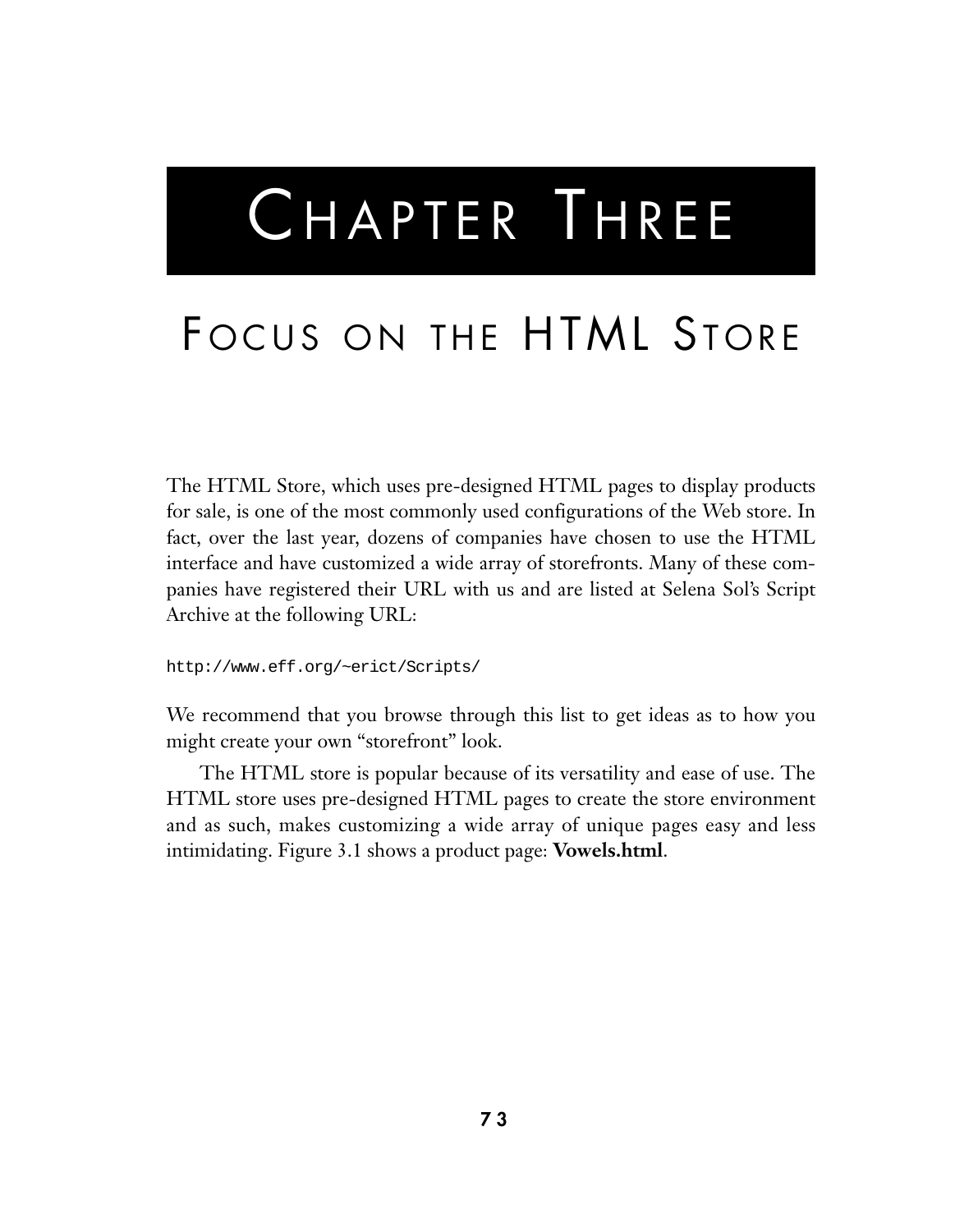# Chapter Three

## Focus on the HTML Store

The HTML Store, which uses pre-designed HTML pages to display products for sale, is one of the most commonly used configurations of the Web store. In fact, over the last year, dozens of companies have chosen to use the HTML interface and have customized a wide array of storefronts. Many of these companies have registered their URL with us and are listed at Selena Sol's Script Archive at the following URL:

```
http://www.eff.org/~erict/Scripts/
```

We recommend that you browse through this list to get ideas as to how you might create your own "storefront" look.

The HTML store is popular because of its versatility and ease of use. The HTML store uses pre-designed HTML pages to create the store environment and as such, makes customizing a wide array of unique pages easy and less intimidating. Figure 3.1 shows a product page: **Vowels.html**.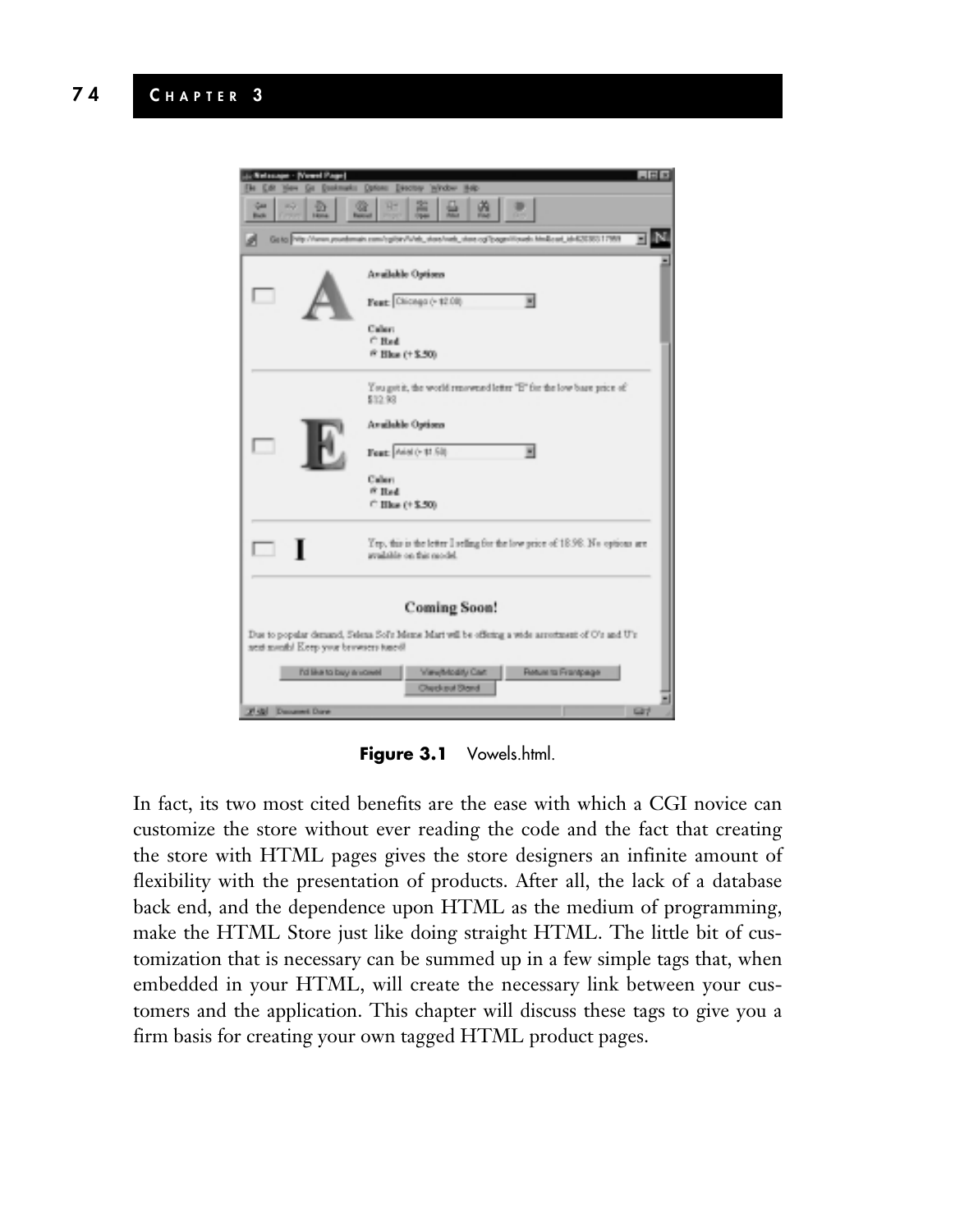**Figure 3.1** Vowels.html.

In fact, its two most cited benefits are the ease with which a CGI novice can customize the store without ever reading the code and the fact that creating the store with HTML pages gives the store designers an infinite amount of flexibility with the presentation of products. After all, the lack of a database back end, and the dependence upon HTML as the medium of programming, make the HTML Store just like doing straight HTML. The little bit of customization that is necessary can be summed up in a few simple tags that, when embedded in your HTML, will create the necessary link between your customers and the application. This chapter will discuss these tags to give you a firm basis for creating your own tagged HTML product pages.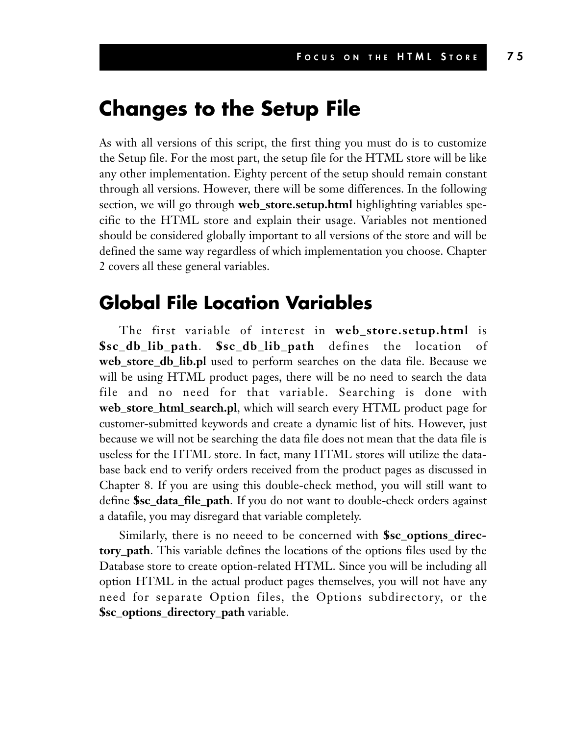# Changes to the Setup File

As with all versions of this script, the first thing you must do is to customize the Setup file. For the most part, the setup file for the HTML store will be like any other implementation. Eighty percent of the setup should remain constant through all versions. However, there will be some differences. In the following section, we will go through **web_store.setup.html** highlighting variables specific to the HTML store and explain their usage. Variables not mentioned should be considered globally important to all versions of the store and will be defined the same way regardless of which implementation you choose. Chapter 2 covers all these general variables.

## Global File Location Variables

The first variable of interest in **web_store.setup.html** is **$sc_db_lib_path**. **$sc_db_lib_path** defines the location of **web_store_db_lib.pl** used to perform searches on the data file. Because we will be using HTML product pages, there will be no need to search the data file and no need for that variable. Searching is done with **web_store_html_search.pl**, which will search every HTML product page for customer-submitted keywords and create a dynamic list of hits. However, just because we will not be searching the data file does not mean that the data file is useless for the HTML store. In fact, many HTML stores will utilize the database back end to verify orders received from the product pages as discussed in Chapter 8. If you are using this double-check method, you will still want to define **$sc_data_file_path**. If you do not want to double-check orders against a datafile, you may disregard that variable completely.

Similarly, there is no neeed to be concerned with **$sc_options_directory_path**. This variable defines the locations of the options files used by the Database store to create option-related HTML. Since you will be including all option HTML in the actual product pages themselves, you will not have any need for separate Option files, the Options subdirectory, or the **$sc_options_directory_path** variable.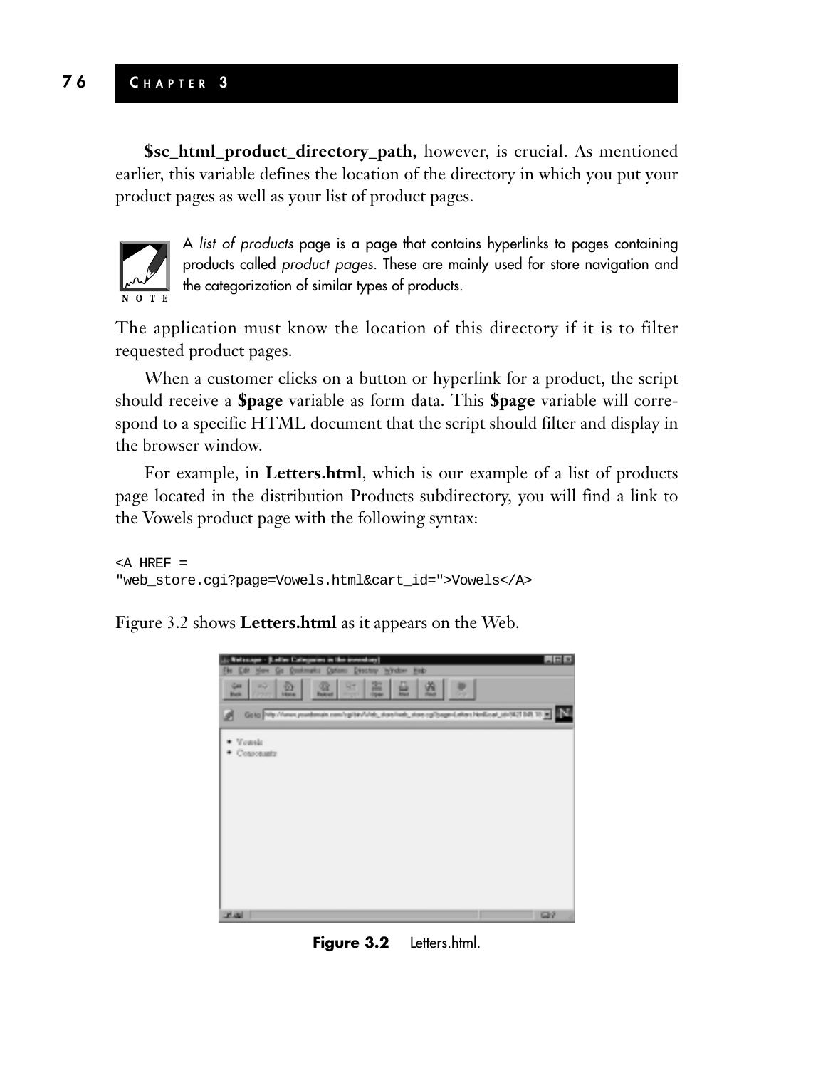**$sc_html_product_directory_path,** however, is crucial. As mentioned earlier, this variable defines the location of the directory in which you put your product pages as well as your list of product pages.

> **NOTE**
> A *list of products* page is a page that contains hyperlinks to pages containing products called *product pages*. These are mainly used for store navigation and the categorization of similar types of products.

The application must know the location of this directory if it is to filter requested product pages.

When a customer clicks on a button or hyperlink for a product, the script should receive a **$page** variable as form data. This **$page** variable will correspond to a specific HTML document that the script should filter and display in the browser window.

For example, in **Letters.html**, which is our example of a list of products page located in the distribution Products subdirectory, you will find a link to the Vowels product page with the following syntax:

```
<A HREF =
"web_store.cgi?page=Vowels.html&cart_id=">Vowels</A>
```

Figure 3.2 shows **Letters.html** as it appears on the Web.

**Figure 3.2** Letters.html.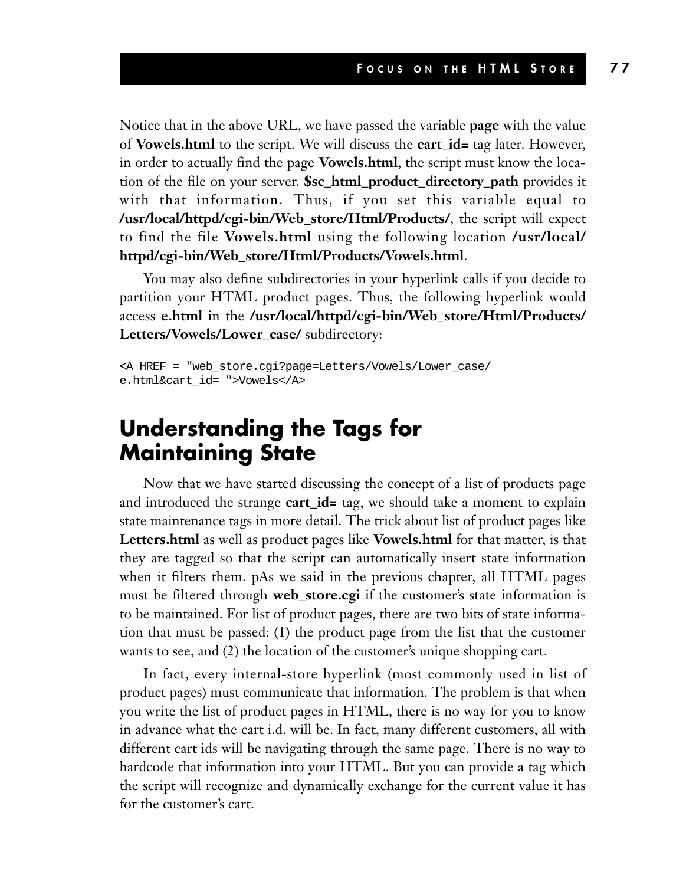Notice that in the above URL, we have passed the variable **page** with the value of **Vowels.html** to the script. We will discuss the **cart_id=** tag later. However, in order to actually find the page **Vowels.html**, the script must know the location of the file on your server. **$sc_html_product_directory_path** provides it with that information. Thus, if you set this variable equal to **/usr/local/httpd/cgi-bin/Web_store/Html/Products/**, the script will expect to find the file **Vowels.html** using the following location **/usr/local/httpd/cgi-bin/Web_store/Html/Products/Vowels.html**.

You may also define subdirectories in your hyperlink calls if you decide to partition your HTML product pages. Thus, the following hyperlink would access **e.html** in the **/usr/local/httpd/cgi-bin/Web_store/Html/Products/Letters/Vowels/Lower_case/** subdirectory:

```
<A HREF = "web_store.cgi?page=Letters/Vowels/Lower_case/
e.html&cart_id= ">Vowels</A>
```

## Understanding the Tags for Maintaining State

Now that we have started discussing the concept of a list of products page and introduced the strange **cart_id=** tag, we should take a moment to explain state maintenance tags in more detail. The trick about list of product pages like **Letters.html** as well as product pages like **Vowels.html** for that matter, is that they are tagged so that the script can automatically insert state information when it filters them. pAs we said in the previous chapter, all HTML pages must be filtered through **web_store.cgi** if the customer's state information is to be maintained. For list of product pages, there are two bits of state information that must be passed: (1) the product page from the list that the customer wants to see, and (2) the location of the customer's unique shopping cart.

In fact, every internal-store hyperlink (most commonly used in list of product pages) must communicate that information. The problem is that when you write the list of product pages in HTML, there is no way for you to know in advance what the cart i.d. will be. In fact, many different customers, all with different cart ids will be navigating through the same page. There is no way to hardcode that information into your HTML. But you can provide a tag which the script will recognize and dynamically exchange for the current value it has for the customer's cart.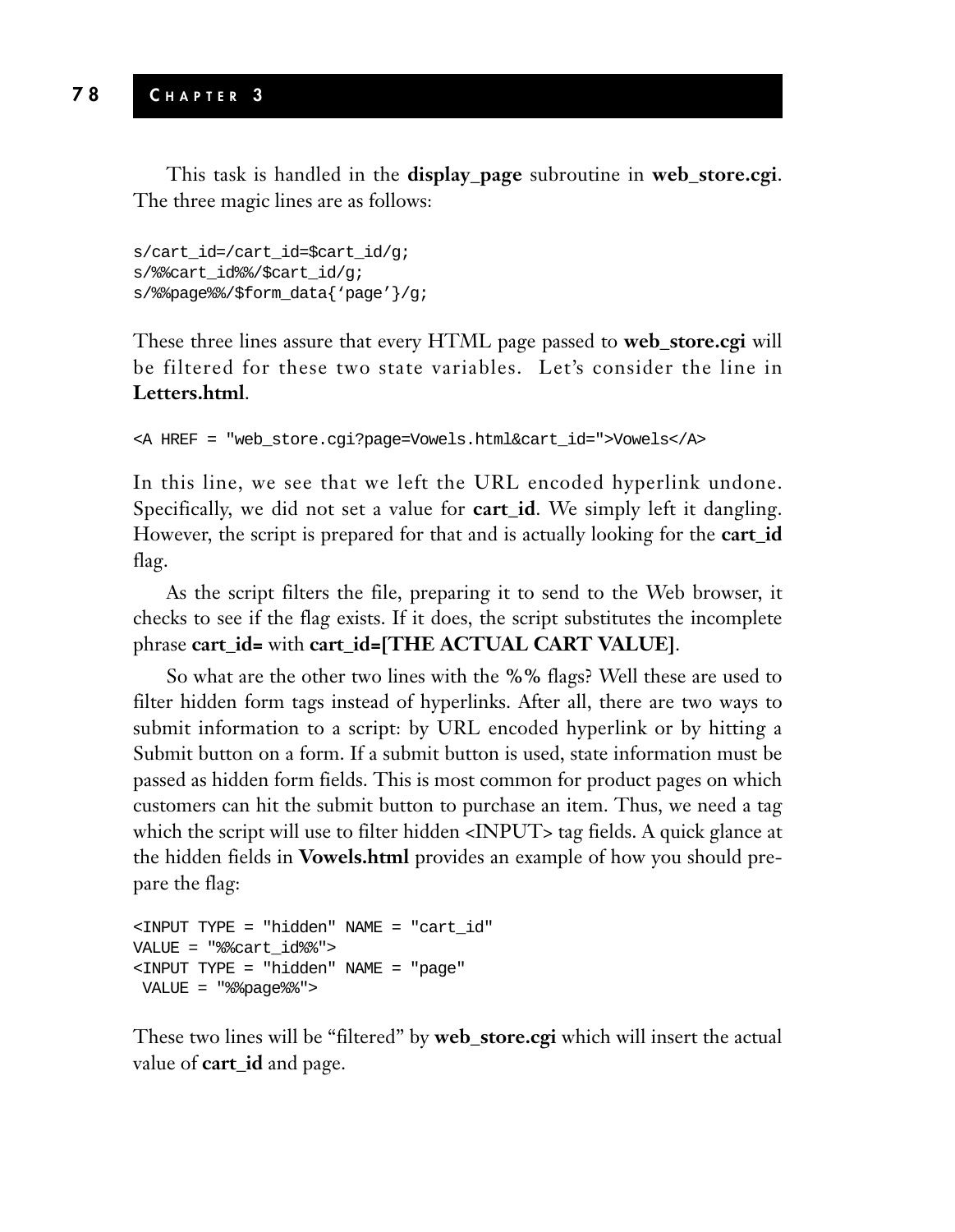This task is handled in the **display_page** subroutine in **web_store.cgi**. The three magic lines are as follows:

```
s/cart_id=/cart_id=$cart_id/g;
s/%%cart_id%%/$cart_id/g;
s/%%page%%/$form_data{'page'}/g;
```

These three lines assure that every HTML page passed to **web_store.cgi** will be filtered for these two state variables. Let's consider the line in **Letters.html**.

```
<A HREF = "web_store.cgi?page=Vowels.html&cart_id=">Vowels</A>
```

In this line, we see that we left the URL encoded hyperlink undone. Specifically, we did not set a value for **cart_id**. We simply left it dangling. However, the script is prepared for that and is actually looking for the **cart_id** flag.

As the script filters the file, preparing it to send to the Web browser, it checks to see if the flag exists. If it does, the script substitutes the incomplete phrase **cart_id=** with **cart_id=[THE ACTUAL CART VALUE]**.

So what are the other two lines with the **%%** flags? Well these are used to filter hidden form tags instead of hyperlinks. After all, there are two ways to submit information to a script: by URL encoded hyperlink or by hitting a Submit button on a form. If a submit button is used, state information must be passed as hidden form fields. This is most common for product pages on which customers can hit the submit button to purchase an item. Thus, we need a tag which the script will use to filter hidden <INPUT> tag fields. A quick glance at the hidden fields in **Vowels.html** provides an example of how you should prepare the flag:

```
<INPUT TYPE = "hidden" NAME = "cart_id"
VALUE = "%%cart_id%%">
<INPUT TYPE = "hidden" NAME = "page"
 VALUE = "%%page%%">
```

These two lines will be "filtered" by **web_store.cgi** which will insert the actual value of **cart_id** and page.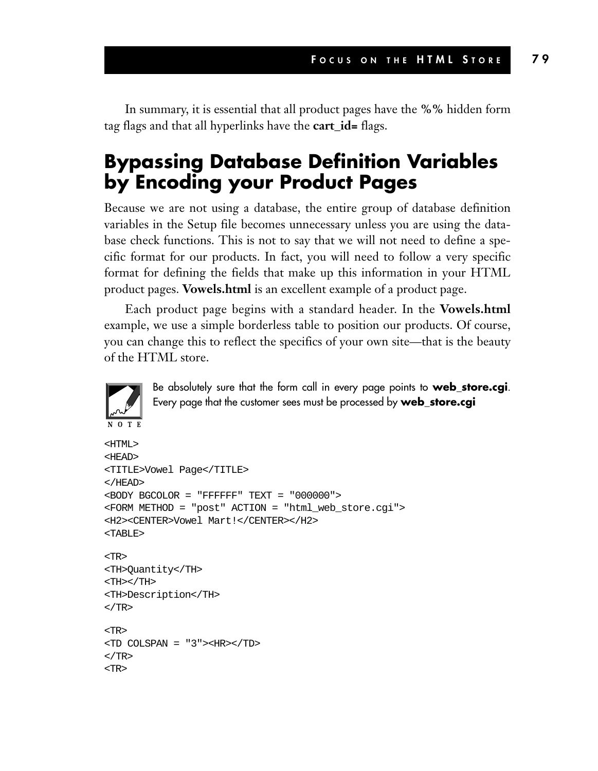In summary, it is essential that all product pages have the **%%** hidden form tag flags and that all hyperlinks have the **cart_id=** flags.

## Bypassing Database Definition Variables by Encoding your Product Pages

Because we are not using a database, the entire group of database definition variables in the Setup file becomes unnecessary unless you are using the database check functions. This is not to say that we will not need to define a specific format for our products. In fact, you will need to follow a very specific format for defining the fields that make up this information in your HTML product pages. **Vowels.html** is an excellent example of a product page.

Each product page begins with a standard header. In the **Vowels.html** example, we use a simple borderless table to position our products. Of course, you can change this to reflect the specifics of your own site—that is the beauty of the HTML store.

NOTE: Be absolutely sure that the form call in every page points to **web_store.cgi**. Every page that the customer sees must be processed by **web_store.cgi**

```
<HTML>
<HEAD>
<TITLE>Vowel Page</TITLE>
</HEAD>
<BODY BGCOLOR = "FFFFFF" TEXT = "000000">
<FORM METHOD = "post" ACTION = "html_web_store.cgi">
<H2><CENTER>Vowel Mart!</CENTER></H2>
<TABLE>

<TR>
<TH>Quantity</TH>
<TH></TH>
<TH>Description</TH>
</TR>

<TR>
<TD COLSPAN = "3"><HR></TD>
</TR>
<TR>
```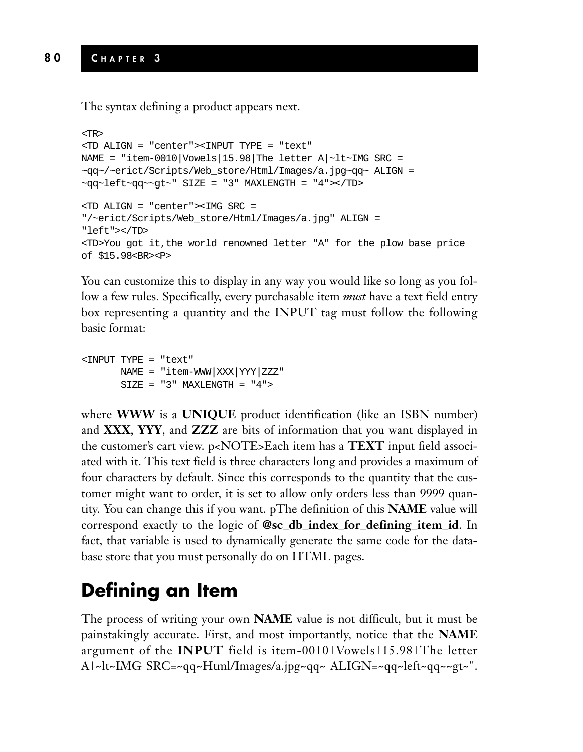The syntax defining a product appears next.

```
<TR>
<TD ALIGN = "center"><INPUT TYPE = "text"
NAME = "item-0010|Vowels|15.98|The letter A|~lt~IMG SRC =
~qq~/~erict/Scripts/Web_store/Html/Images/a.jpg~qq~ ALIGN =
~qq~left~qq~~gt~" SIZE = "3" MAXLENGTH = "4"></TD>

<TD ALIGN = "center"><IMG SRC =
"/~erict/Scripts/Web_store/Html/Images/a.jpg" ALIGN =
"left"></TD>
<TD>You got it,the world renowned letter "A" for the plow base price
of $15.98<BR><P>
```

You can customize this to display in any way you would like so long as you follow a few rules. Specifically, every purchasable item *must* have a text field entry box representing a quantity and the INPUT tag must follow the following basic format:

```
<INPUT TYPE = "text"
       NAME = "item-WWW|XXX|YYY|ZZZ"
       SIZE = "3" MAXLENGTH = "4">
```

where **WWW** is a **UNIQUE** product identification (like an ISBN number) and **XXX**, **YYY**, and **ZZZ** are bits of information that you want displayed in the customer's cart view. p<NOTE>Each item has a **TEXT** input field associated with it. This text field is three characters long and provides a maximum of four characters by default. Since this corresponds to the quantity that the customer might want to order, it is set to allow only orders less than 9999 quantity. You can change this if you want. pThe definition of this **NAME** value will correspond exactly to the logic of **@sc_db_index_for_defining_item_id**. In fact, that variable is used to dynamically generate the same code for the database store that you must personally do on HTML pages.

## Defining an Item

The process of writing your own **NAME** value is not difficult, but it must be painstakingly accurate. First, and most importantly, notice that the **NAME** argument of the **INPUT** field is item-0010|Vowels|15.98|The letter A|~lt~IMG SRC=~qq~Html/Images/a.jpg~qq~ ALIGN=~qq~left~qq~~gt~".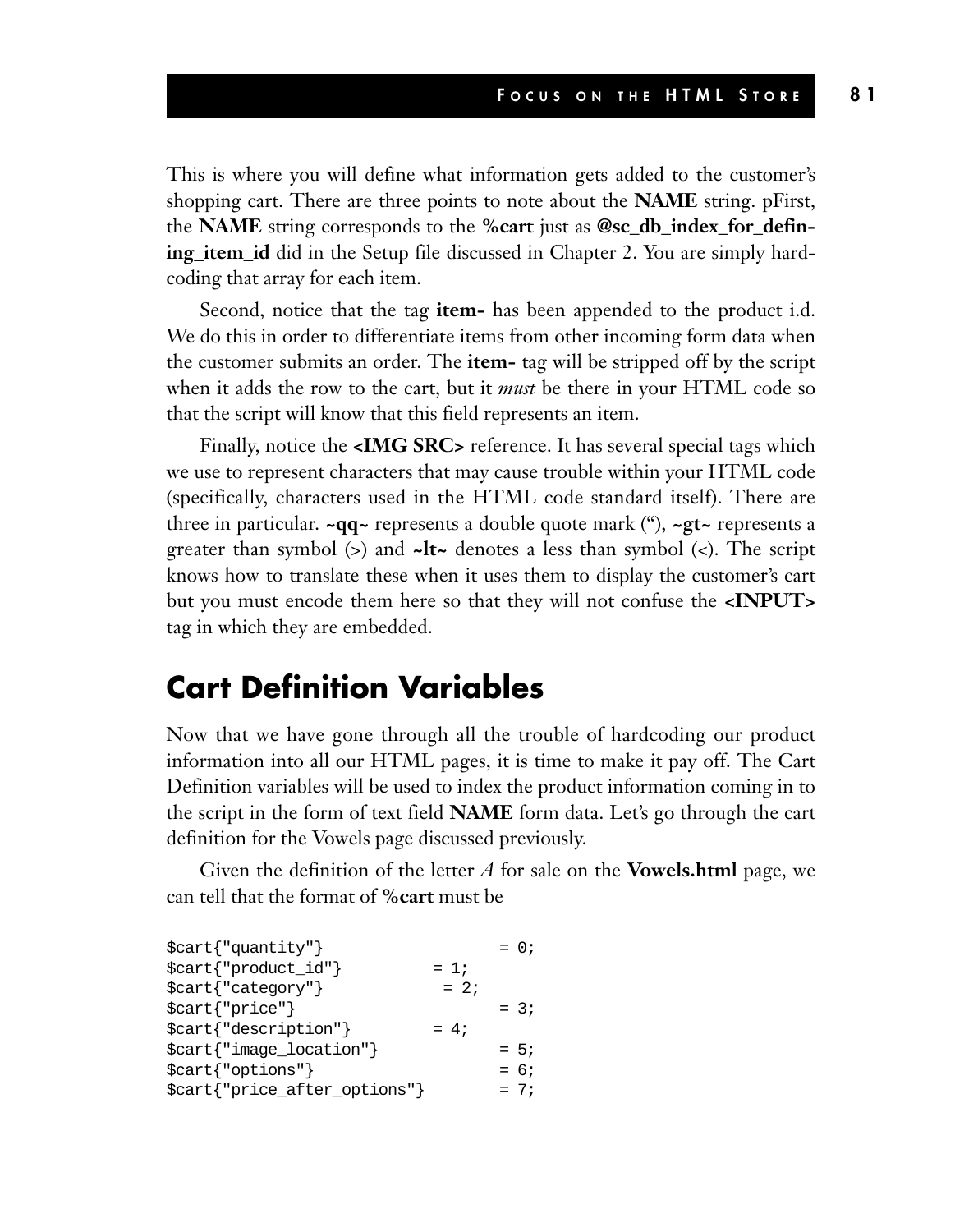This is where you will define what information gets added to the customer's shopping cart. There are three points to note about the **NAME** string. pFirst, the **NAME** string corresponds to the **%cart** just as **@sc_db_index_for_defining_item_id** did in the Setup file discussed in Chapter 2. You are simply hardcoding that array for each item.

Second, notice that the tag **item-** has been appended to the product i.d. We do this in order to differentiate items from other incoming form data when the customer submits an order. The **item-** tag will be stripped off by the script when it adds the row to the cart, but it *must* be there in your HTML code so that the script will know that this field represents an item.

Finally, notice the **<IMG SRC>** reference. It has several special tags which we use to represent characters that may cause trouble within your HTML code (specifically, characters used in the HTML code standard itself). There are three in particular. **~qq~** represents a double quote mark ("), **~gt~** represents a greater than symbol (>) and **~lt~** denotes a less than symbol (<). The script knows how to translate these when it uses them to display the customer's cart but you must encode them here so that they will not confuse the **<INPUT>** tag in which they are embedded.

## Cart Definition Variables

Now that we have gone through all the trouble of hardcoding our product information into all our HTML pages, it is time to make it pay off. The Cart Definition variables will be used to index the product information coming in to the script in the form of text field **NAME** form data. Let's go through the cart definition for the Vowels page discussed previously.

Given the definition of the letter *A* for sale on the **Vowels.html** page, we can tell that the format of **%cart** must be

```
$cart{"quantity"}                  = 0;
$cart{"product_id"}          = 1;
$cart{"category"}             = 2;
$cart{"price"}                     = 3;
$cart{"description"}         = 4;
$cart{"image_location"}            = 5;
$cart{"options"}                   = 6;
$cart{"price_after_options"}       = 7;
```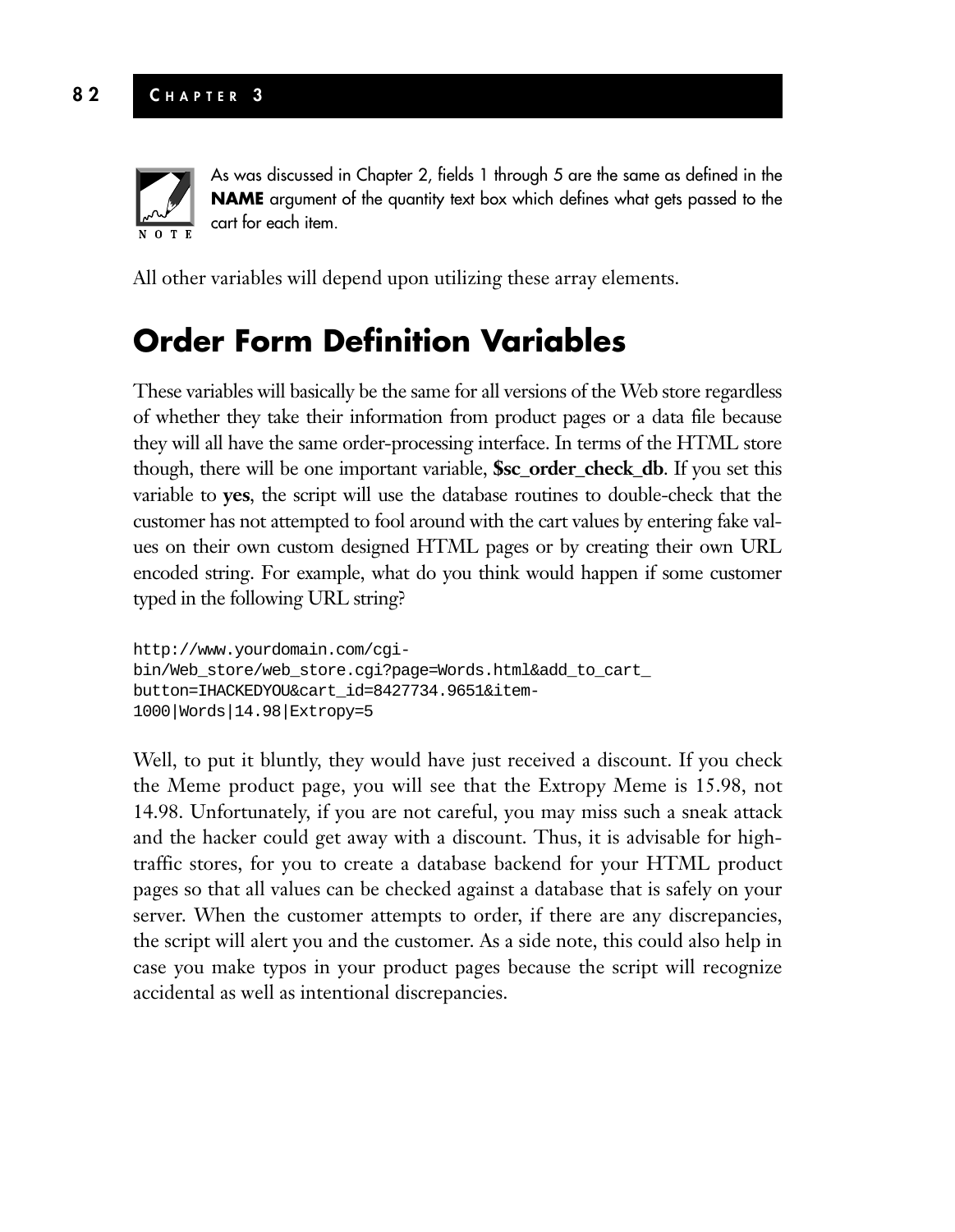> **NOTE:** As was discussed in Chapter 2, fields 1 through 5 are the same as defined in the **NAME** argument of the quantity text box which defines what gets passed to the cart for each item.

All other variables will depend upon utilizing these array elements.

## Order Form Definition Variables

These variables will basically be the same for all versions of the Web store regardless of whether they take their information from product pages or a data file because they will all have the same order-processing interface. In terms of the HTML store though, there will be one important variable, **$sc_order_check_db**. If you set this variable to **yes**, the script will use the database routines to double-check that the customer has not attempted to fool around with the cart values by entering fake values on their own custom designed HTML pages or by creating their own URL encoded string. For example, what do you think would happen if some customer typed in the following URL string?

```
http://www.yourdomain.com/cgi-
bin/Web_store/web_store.cgi?page=Words.html&add_to_cart_
button=IHACKEDYOU&cart_id=8427734.9651&item-
1000|Words|14.98|Extropy=5
```

Well, to put it bluntly, they would have just received a discount. If you check the Meme product page, you will see that the Extropy Meme is 15.98, not 14.98. Unfortunately, if you are not careful, you may miss such a sneak attack and the hacker could get away with a discount. Thus, it is advisable for high-traffic stores, for you to create a database backend for your HTML product pages so that all values can be checked against a database that is safely on your server. When the customer attempts to order, if there are any discrepancies, the script will alert you and the customer. As a side note, this could also help in case you make typos in your product pages because the script will recognize accidental as well as intentional discrepancies.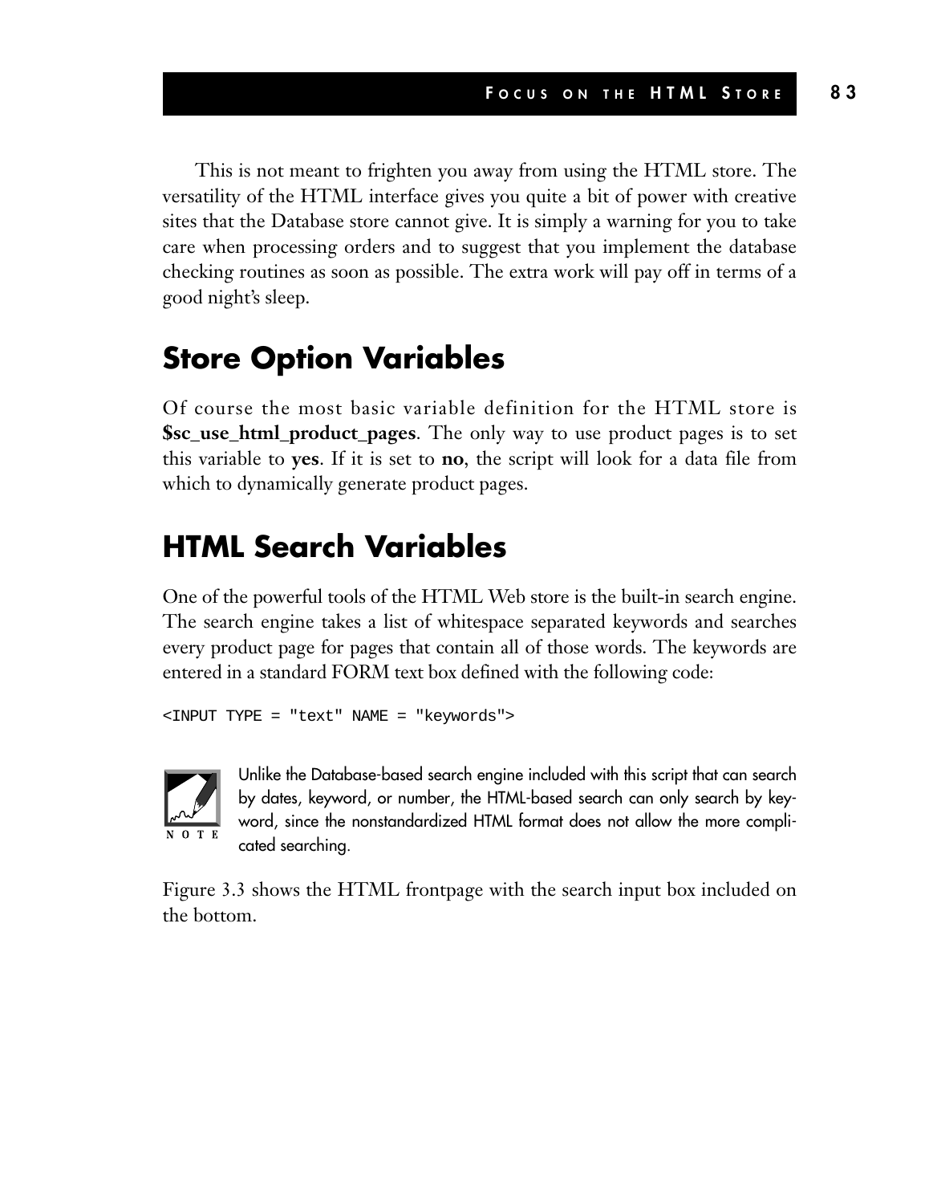This is not meant to frighten you away from using the HTML store. The versatility of the HTML interface gives you quite a bit of power with creative sites that the Database store cannot give. It is simply a warning for you to take care when processing orders and to suggest that you implement the database checking routines as soon as possible. The extra work will pay off in terms of a good night's sleep.

## Store Option Variables

Of course the most basic variable definition for the HTML store is **$sc_use_html_product_pages**. The only way to use product pages is to set this variable to **yes**. If it is set to **no**, the script will look for a data file from which to dynamically generate product pages.

## HTML Search Variables

One of the powerful tools of the HTML Web store is the built-in search engine. The search engine takes a list of whitespace separated keywords and searches every product page for pages that contain all of those words. The keywords are entered in a standard FORM text box defined with the following code:

```
<INPUT TYPE = "text" NAME = "keywords">
```

> **NOTE:** Unlike the Database-based search engine included with this script that can search by dates, keyword, or number, the HTML-based search can only search by keyword, since the nonstandardized HTML format does not allow the more complicated searching.

Figure 3.3 shows the HTML frontpage with the search input box included on the bottom.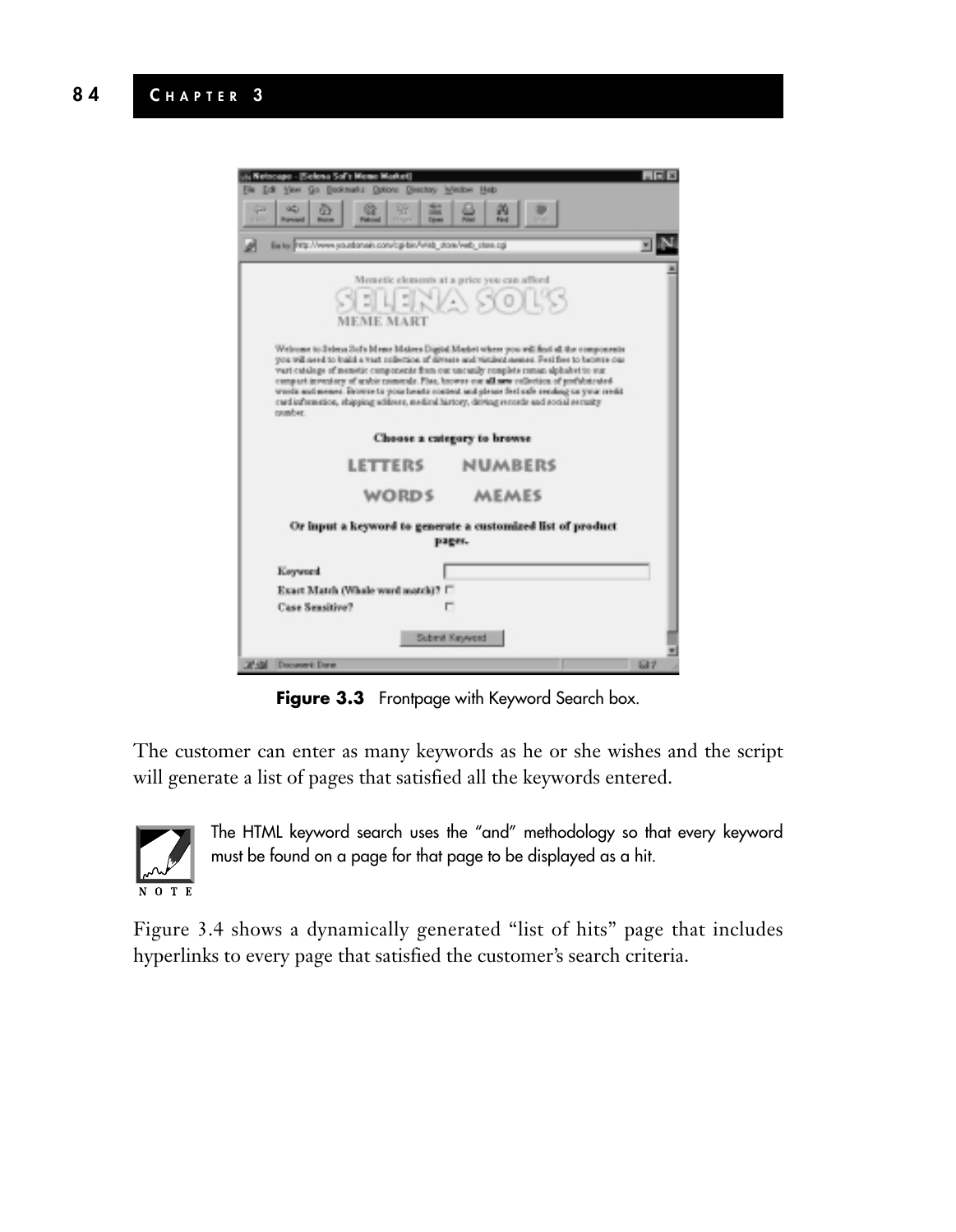Figure 3.3 Frontpage with Keyword Search box.

The customer can enter as many keywords as he or she wishes and the script will generate a list of pages that satisfied all the keywords entered.

NOTE: The HTML keyword search uses the "and" methodology so that every keyword must be found on a page for that page to be displayed as a hit.

Figure 3.4 shows a dynamically generated "list of hits" page that includes hyperlinks to every page that satisfied the customer's search criteria.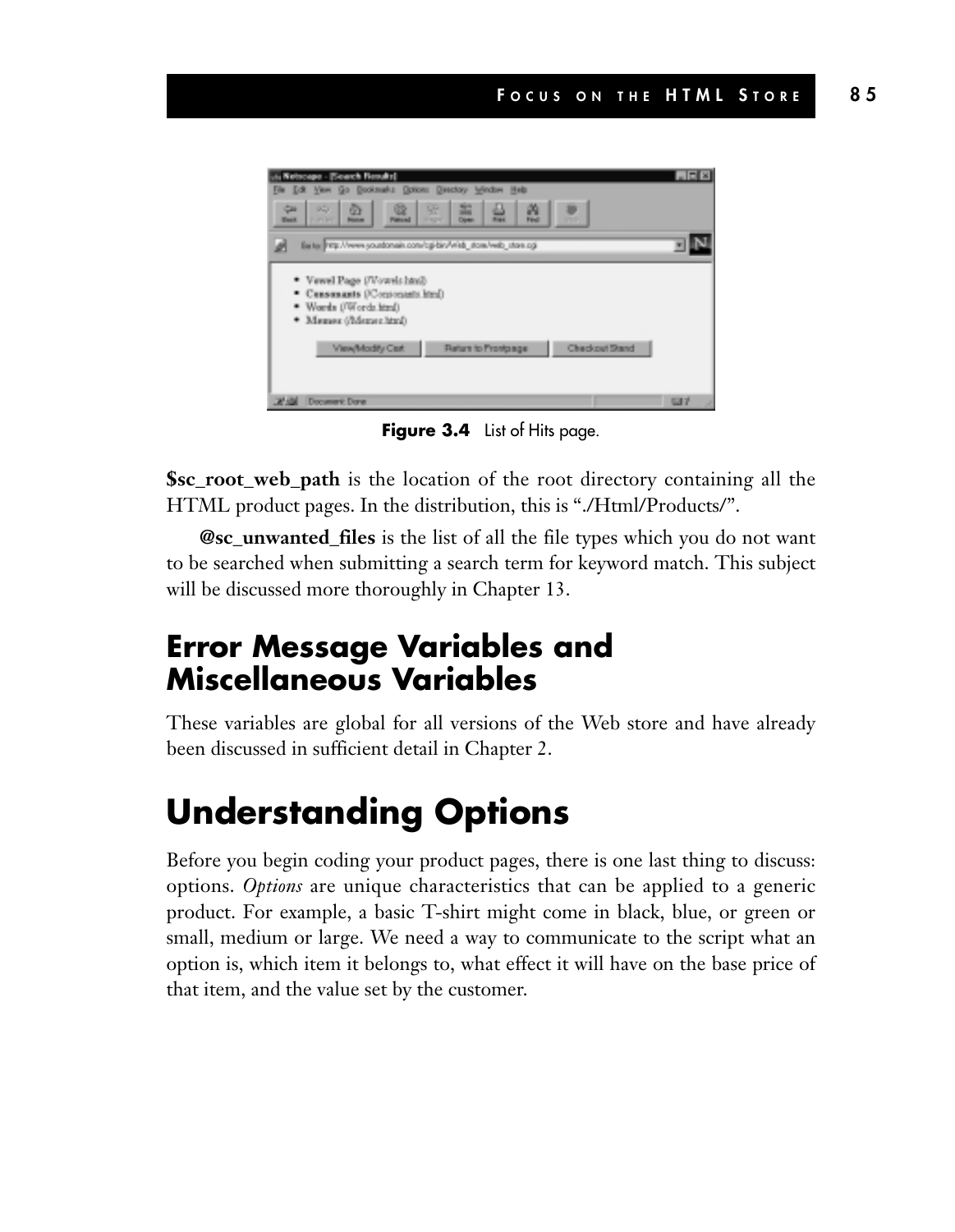**Figure 3.4** List of Hits page.

**$sc_root_web_path** is the location of the root directory containing all the HTML product pages. In the distribution, this is "./Html/Products/".

**@sc_unwanted_files** is the list of all the file types which you do not want to be searched when submitting a search term for keyword match. This subject will be discussed more thoroughly in Chapter 13.

## Error Message Variables and Miscellaneous Variables

These variables are global for all versions of the Web store and have already been discussed in sufficient detail in Chapter 2.

# Understanding Options

Before you begin coding your product pages, there is one last thing to discuss: options. *Options* are unique characteristics that can be applied to a generic product. For example, a basic T-shirt might come in black, blue, or green or small, medium or large. We need a way to communicate to the script what an option is, which item it belongs to, what effect it will have on the base price of that item, and the value set by the customer.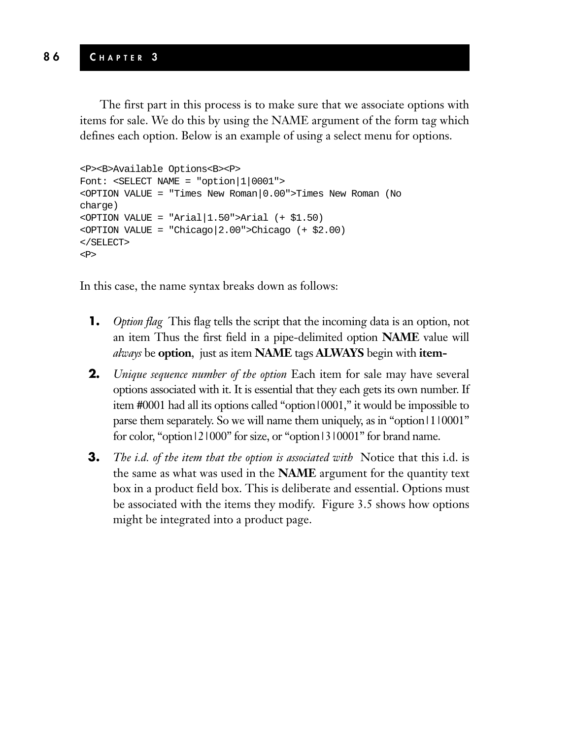The first part in this process is to make sure that we associate options with items for sale. We do this by using the NAME argument of the form tag which defines each option. Below is an example of using a select menu for options.

```
<P><B>Available Options<B><P>
Font: <SELECT NAME = "option|1|0001">
<OPTION VALUE = "Times New Roman|0.00">Times New Roman (No
charge)
<OPTION VALUE = "Arial|1.50">Arial (+ $1.50)
<OPTION VALUE = "Chicago|2.00">Chicago (+ $2.00)
</SELECT>
<P>
```

In this case, the name syntax breaks down as follows:

1. *Option flag* This flag tells the script that the incoming data is an option, not an item Thus the first field in a pipe-delimited option **NAME** value will *always* be **option**, just as item **NAME** tags **ALWAYS** begin with **item-**
2. *Unique sequence number of the option* Each item for sale may have several options associated with it. It is essential that they each gets its own number. If item #0001 had all its options called "option|0001," it would be impossible to parse them separately. So we will name them uniquely, as in "option|1|0001" for color, "option|2|000" for size, or "option|3|0001" for brand name.
3. *The i.d. of the item that the option is associated with* Notice that this i.d. is the same as what was used in the **NAME** argument for the quantity text box in a product field box. This is deliberate and essential. Options must be associated with the items they modify. Figure 3.5 shows how options might be integrated into a product page.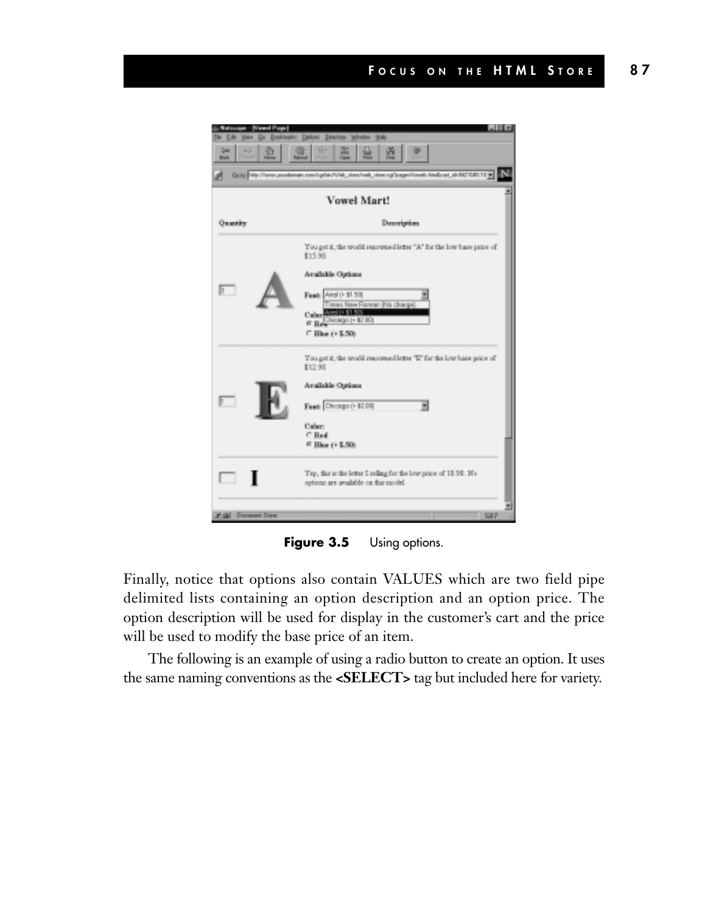Figure 3.5 Using options.

Finally, notice that options also contain VALUES which are two field pipe delimited lists containing an option description and an option price. The option description will be used for display in the customer's cart and the price will be used to modify the base price of an item.

The following is an example of using a radio button to create an option. It uses the same naming conventions as the **<SELECT>** tag but included here for variety.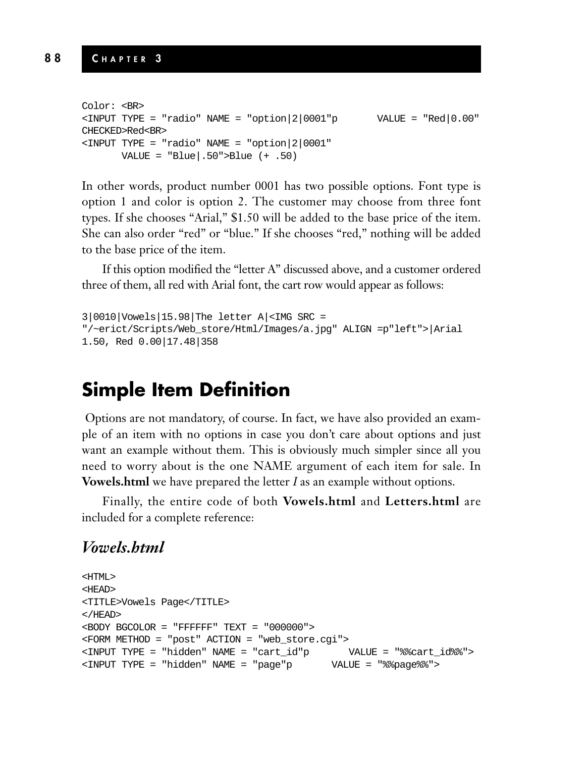```
Color: <BR>
<INPUT TYPE = "radio" NAME = "option|2|0001"p       VALUE = "Red|0.00"
CHECKED>Red<BR>
<INPUT TYPE = "radio" NAME = "option|2|0001"
       VALUE = "Blue|.50">Blue (+ .50)
```

In other words, product number 0001 has two possible options. Font type is option 1 and color is option 2. The customer may choose from three font types. If she chooses "Arial," $1.50 will be added to the base price of the item. She can also order "red" or "blue." If she chooses "red," nothing will be added to the base price of the item.

If this option modified the "letter A" discussed above, and a customer ordered three of them, all red with Arial font, the cart row would appear as follows:

```
3|0010|Vowels|15.98|The letter A|<IMG SRC =
"/~erict/Scripts/Web_store/Html/Images/a.jpg" ALIGN =p"left">|Arial
1.50, Red 0.00|17.48|358
```

## Simple Item Definition

Options are not mandatory, of course. In fact, we have also provided an example of an item with no options in case you don't care about options and just want an example without them. This is obviously much simpler since all you need to worry about is the one NAME argument of each item for sale. In **Vowels.html** we have prepared the letter *I* as an example without options.

Finally, the entire code of both **Vowels.html** and **Letters.html** are included for a complete reference:

### *Vowels.html*

```
<HTML>
<HEAD>
<TITLE>Vowels Page</TITLE>
</HEAD>
<BODY BGCOLOR = "FFFFFF" TEXT = "000000">
<FORM METHOD = "post" ACTION = "web_store.cgi">
<INPUT TYPE = "hidden" NAME = "cart_id"p       VALUE = "%%cart_id%%">
<INPUT TYPE = "hidden" NAME = "page"p       VALUE = "%%page%%">
```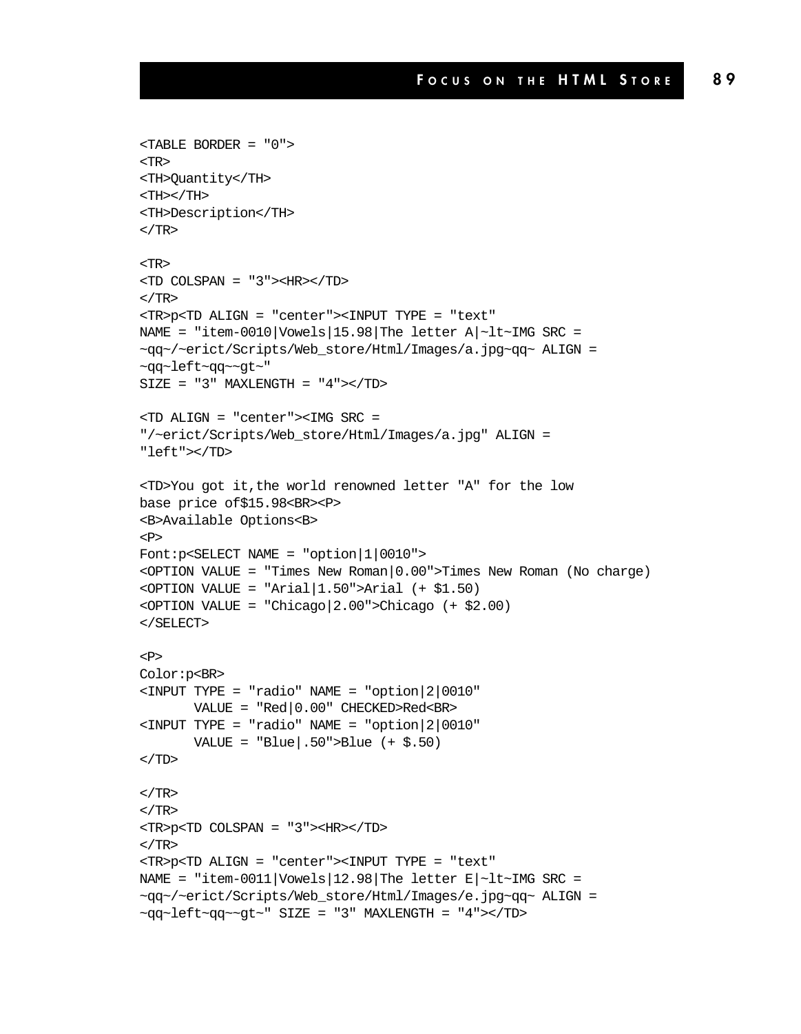```
<TABLE BORDER = "0">
<TR>
<TH>Quantity</TH>
<TH></TH>
<TH>Description</TH>
</TR>

<TR>
<TD COLSPAN = "3"><HR></TD>
</TR>
<TR>p<TD ALIGN = "center"><INPUT TYPE = "text"
NAME = "item-0010|Vowels|15.98|The letter A|~lt~IMG SRC =
~qq~/~erict/Scripts/Web_store/Html/Images/a.jpg~qq~ ALIGN =
~qq~left~qq~~gt~"
SIZE = "3" MAXLENGTH = "4"></TD>

<TD ALIGN = "center"><IMG SRC =
"/~erict/Scripts/Web_store/Html/Images/a.jpg" ALIGN =
"left"></TD>

<TD>You got it,the world renowned letter "A" for the low
base price of$15.98<BR><P>
<B>Available Options<B>
<P>
Font:p<SELECT NAME = "option|1|0010">
<OPTION VALUE = "Times New Roman|0.00">Times New Roman (No charge)
<OPTION VALUE = "Arial|1.50">Arial (+ $1.50)
<OPTION VALUE = "Chicago|2.00">Chicago (+ $2.00)
</SELECT>

<P>
Color:p<BR>
<INPUT TYPE = "radio" NAME = "option|2|0010"
       VALUE = "Red|0.00" CHECKED>Red<BR>
<INPUT TYPE = "radio" NAME = "option|2|0010"
       VALUE = "Blue|.50">Blue (+ $.50)
</TD>

</TR>
</TR>
<TR>p<TD COLSPAN = "3"><HR></TD>
</TR>
<TR>p<TD ALIGN = "center"><INPUT TYPE = "text"
NAME = "item-0011|Vowels|12.98|The letter E|~lt~IMG SRC =
~qq~/~erict/Scripts/Web_store/Html/Images/e.jpg~qq~ ALIGN =
~qq~left~qq~~gt~" SIZE = "3" MAXLENGTH = "4"></TD>
```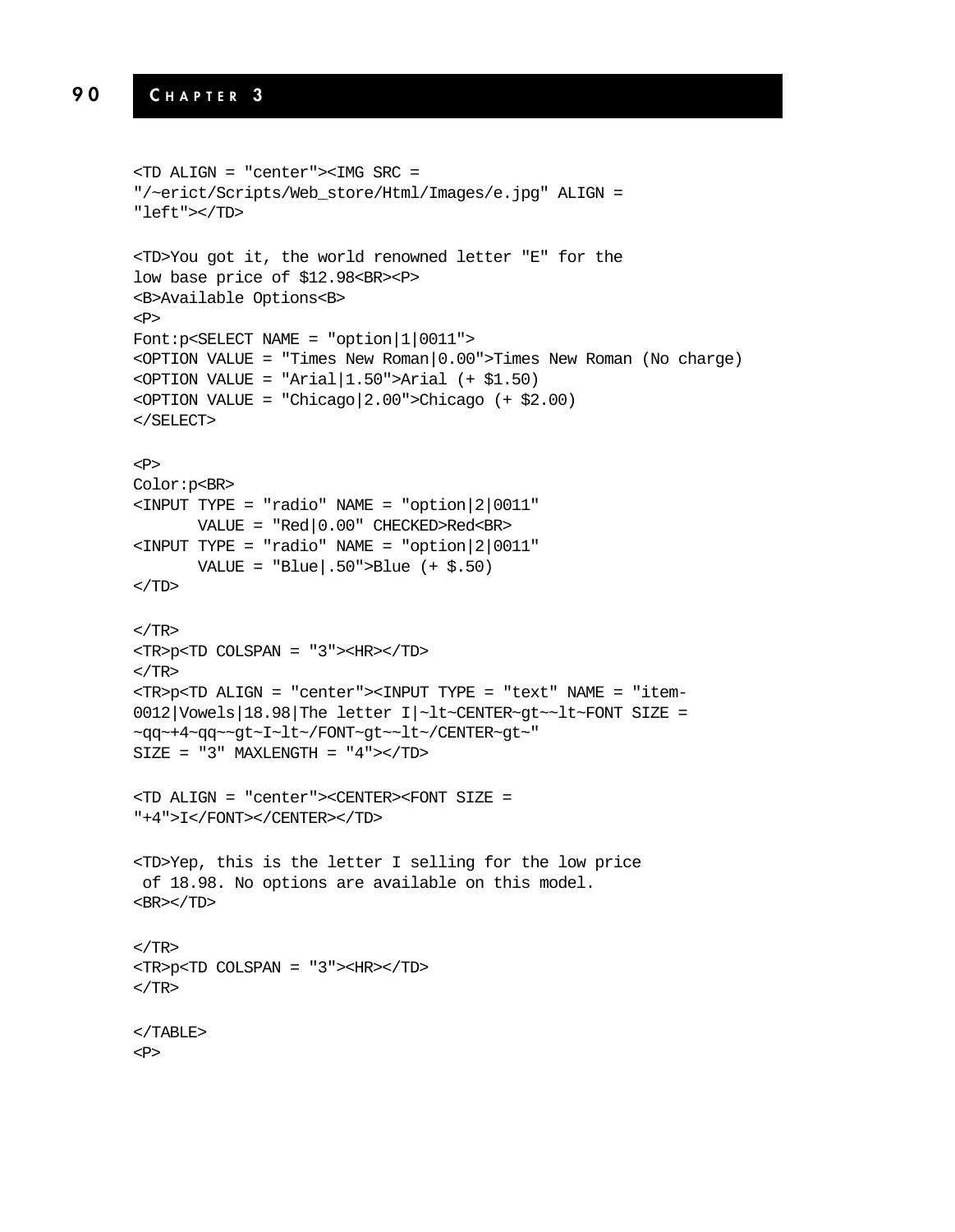```
<TD ALIGN = "center"><IMG SRC =
"/~erict/Scripts/Web_store/Html/Images/e.jpg" ALIGN =
"left"></TD>

<TD>You got it, the world renowned letter "E" for the
low base price of $12.98<BR><P>
<B>Available Options<B>
<P>
Font:p<SELECT NAME = "option|1|0011">
<OPTION VALUE = "Times New Roman|0.00">Times New Roman (No charge)
<OPTION VALUE = "Arial|1.50">Arial (+ $1.50)
<OPTION VALUE = "Chicago|2.00">Chicago (+ $2.00)
</SELECT>

<P>
Color:p<BR>
<INPUT TYPE = "radio" NAME = "option|2|0011"
       VALUE = "Red|0.00" CHECKED>Red<BR>
<INPUT TYPE = "radio" NAME = "option|2|0011"
       VALUE = "Blue|.50">Blue (+ $.50)
</TD>

</TR>
<TR>p<TD COLSPAN = "3"><HR></TD>
</TR>
<TR>p<TD ALIGN = "center"><INPUT TYPE = "text" NAME = "item-
0012|Vowels|18.98|The letter I|~lt~CENTER~gt~~lt~FONT SIZE =
~qq~+4~qq~~gt~I~lt~/FONT~gt~~lt~/CENTER~gt~"
SIZE = "3" MAXLENGTH = "4"></TD>

<TD ALIGN = "center"><CENTER><FONT SIZE =
"+4">I</FONT></CENTER></TD>

<TD>Yep, this is the letter I selling for the low price
 of 18.98. No options are available on this model.
<BR></TD>

</TR>
<TR>p<TD COLSPAN = "3"><HR></TD>
</TR>

</TABLE>
<P>
```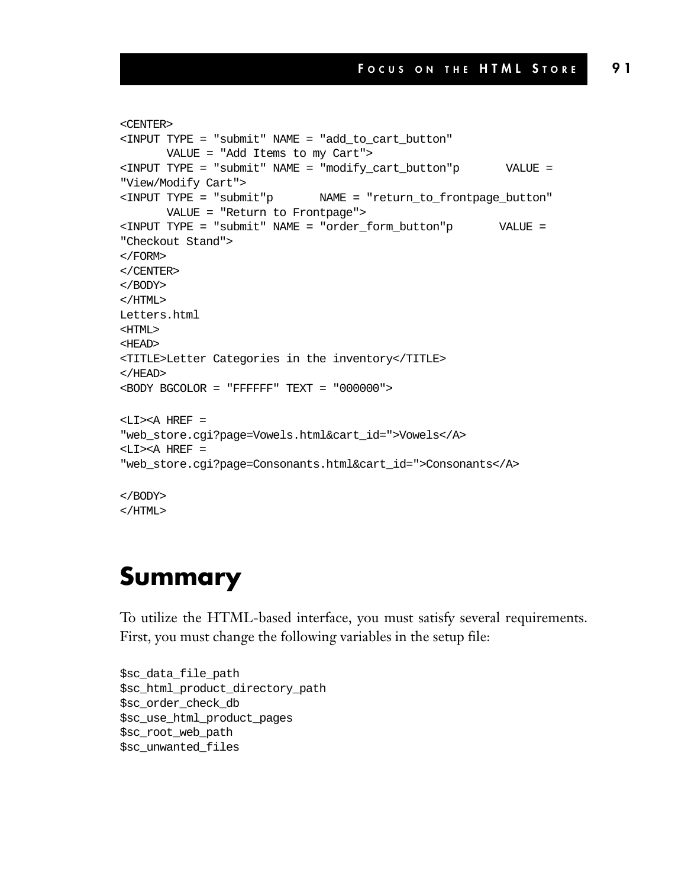```
<CENTER>
<INPUT TYPE = "submit" NAME = "add_to_cart_button"
       VALUE = "Add Items to my Cart">
<INPUT TYPE = "submit" NAME = "modify_cart_button"p       VALUE =
"View/Modify Cart">
<INPUT TYPE = "submit"p       NAME = "return_to_frontpage_button"
       VALUE = "Return to Frontpage">
<INPUT TYPE = "submit" NAME = "order_form_button"p       VALUE =
"Checkout Stand">
</FORM>
</CENTER>
</BODY>
</HTML>
Letters.html
<HTML>
<HEAD>
<TITLE>Letter Categories in the inventory</TITLE>
</HEAD>
<BODY BGCOLOR = "FFFFFF" TEXT = "000000">

<LI><A HREF =
"web_store.cgi?page=Vowels.html&cart_id=">Vowels</A>
<LI><A HREF =
"web_store.cgi?page=Consonants.html&cart_id=">Consonants</A>

</BODY>
</HTML>
```

# Summary

To utilize the HTML-based interface, you must satisfy several requirements. First, you must change the following variables in the setup file:

```
$sc_data_file_path
$sc_html_product_directory_path
$sc_order_check_db
$sc_use_html_product_pages
$sc_root_web_path
$sc_unwanted_files
```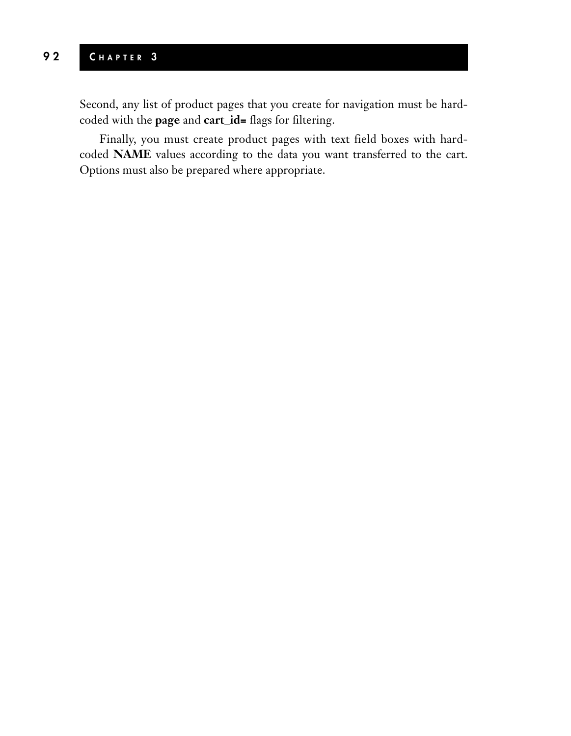Second, any list of product pages that you create for navigation must be hard-coded with the **page** and **cart_id=** flags for filtering.

Finally, you must create product pages with text field boxes with hard-coded **NAME** values according to the data you want transferred to the cart. Options must also be prepared where appropriate.